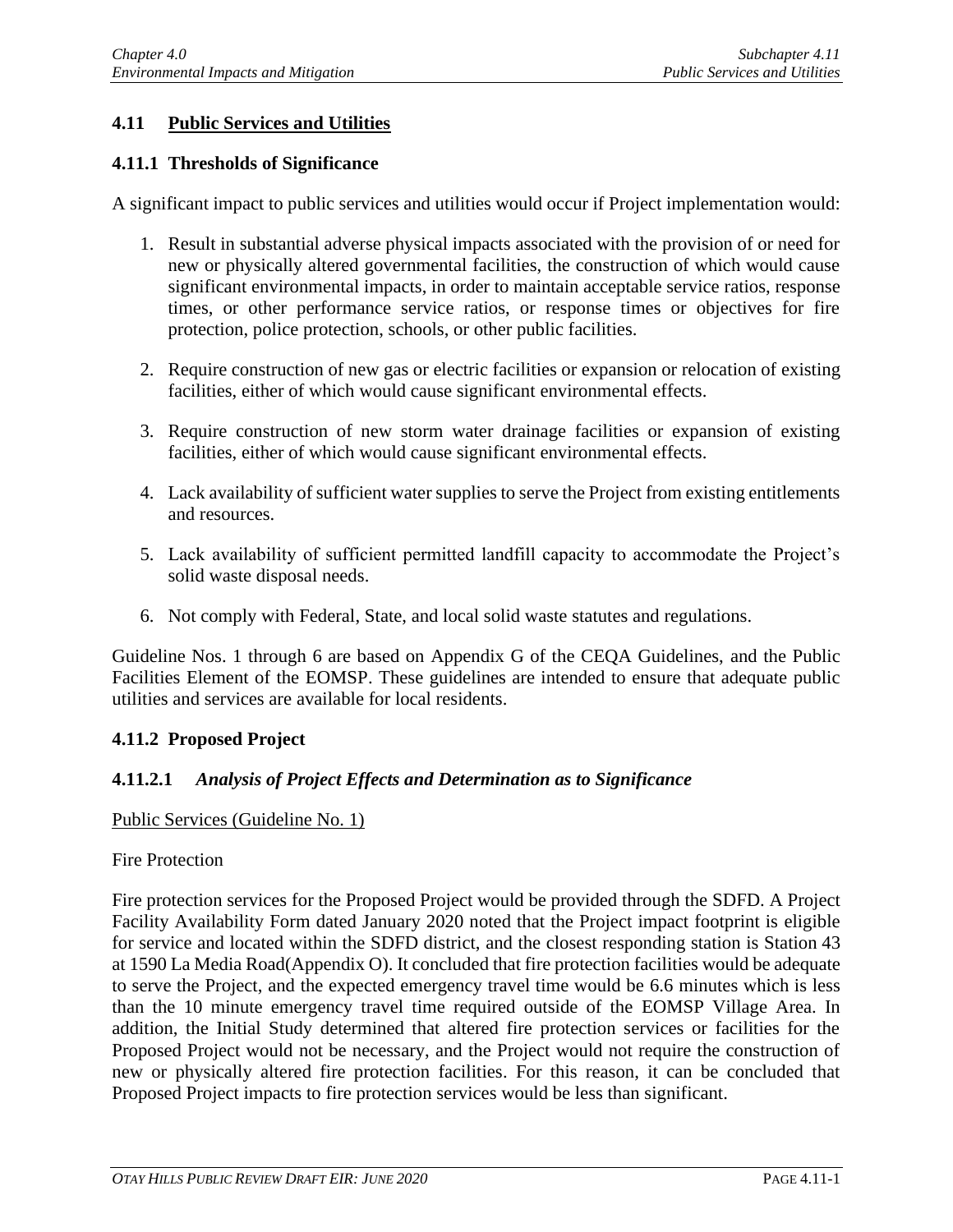## 4.11 Public Services and Utilities

### 4.11.1 Thresholds of Significance

A significant impact to public services and utilities would occur if Project implementation would:

1. Result in substantial adverse physical impacts associated with the provision of or need for new or physically altered governmental facilities, the construction of which would cause significant environmental impacts, in order to maintain acceptable service ratios, response times, or other performance service ratios, or response times or objectives for fire protection, police protection, schools, or other public facilities.

2. Require construction of new gas or electric facilities or expansion or relocation of existing facilities, either of which would cause significant environmental effects.

3. Require construction of new storm water drainage facilities or expansion of existing facilities, either of which would cause significant environmental effects.

4. Lack availability of sufficient water supplies to serve the Project from existing entitlements and resources.

5. Lack availability of sufficient permitted landfill capacity to accommodate the Project's solid waste disposal needs.

6. Not comply with Federal, State, and local solid waste statutes and regulations.

Guideline Nos. 1 through 6 are based on Appendix G of the CEQA Guidelines, and the Public Facilities Element of the EOMSP. These guidelines are intended to ensure that adequate public utilities and services are available for local residents.

### 4.11.2 Proposed Project

#### 4.11.2.1 *Analysis of Project Effects and Determination as to Significance*

Public Services (Guideline No. 1)

Fire Protection

Fire protection services for the Proposed Project would be provided through the SDFD. A Project Facility Availability Form dated January 2020 noted that the Project impact footprint is eligible for service and located within the SDFD district, and the closest responding station is Station 43 at 1590 La Media Road(Appendix O). It concluded that fire protection facilities would be adequate to serve the Project, and the expected emergency travel time would be 6.6 minutes which is less than the 10 minute emergency travel time required outside of the EOMSP Village Area. In addition, the Initial Study determined that altered fire protection services or facilities for the Proposed Project would not be necessary, and the Project would not require the construction of new or physically altered fire protection facilities. For this reason, it can be concluded that Proposed Project impacts to fire protection services would be less than significant.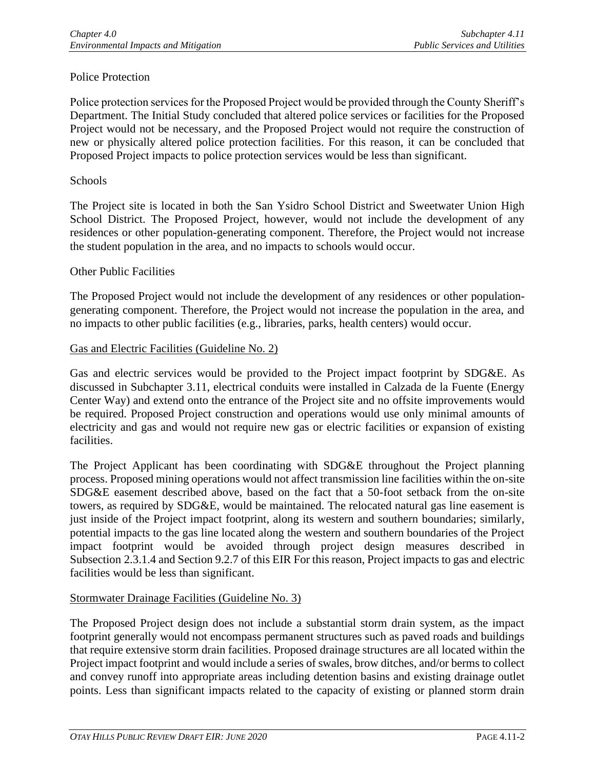Police Protection

Police protection services for the Proposed Project would be provided through the County Sheriff's Department. The Initial Study concluded that altered police services or facilities for the Proposed Project would not be necessary, and the Proposed Project would not require the construction of new or physically altered police protection facilities. For this reason, it can be concluded that Proposed Project impacts to police protection services would be less than significant.

Schools

The Project site is located in both the San Ysidro School District and Sweetwater Union High School District. The Proposed Project, however, would not include the development of any residences or other population-generating component. Therefore, the Project would not increase the student population in the area, and no impacts to schools would occur.

Other Public Facilities

The Proposed Project would not include the development of any residences or other population-generating component. Therefore, the Project would not increase the population in the area, and no impacts to other public facilities (e.g., libraries, parks, health centers) would occur.

<u>Gas and Electric Facilities (Guideline No. 2)</u>

Gas and electric services would be provided to the Project impact footprint by SDG&E. As discussed in Subchapter 3.11, electrical conduits were installed in Calzada de la Fuente (Energy Center Way) and extend onto the entrance of the Project site and no offsite improvements would be required. Proposed Project construction and operations would use only minimal amounts of electricity and gas and would not require new gas or electric facilities or expansion of existing facilities.

The Project Applicant has been coordinating with SDG&E throughout the Project planning process. Proposed mining operations would not affect transmission line facilities within the on-site SDG&E easement described above, based on the fact that a 50-foot setback from the on-site towers, as required by SDG&E, would be maintained. The relocated natural gas line easement is just inside of the Project impact footprint, along its western and southern boundaries; similarly, potential impacts to the gas line located along the western and southern boundaries of the Project impact footprint would be avoided through project design measures described in Subsection 2.3.1.4 and Section 9.2.7 of this EIR For this reason, Project impacts to gas and electric facilities would be less than significant.

<u>Stormwater Drainage Facilities (Guideline No. 3)</u>

The Proposed Project design does not include a substantial storm drain system, as the impact footprint generally would not encompass permanent structures such as paved roads and buildings that require extensive storm drain facilities. Proposed drainage structures are all located within the Project impact footprint and would include a series of swales, brow ditches, and/or berms to collect and convey runoff into appropriate areas including detention basins and existing drainage outlet points. Less than significant impacts related to the capacity of existing or planned storm drain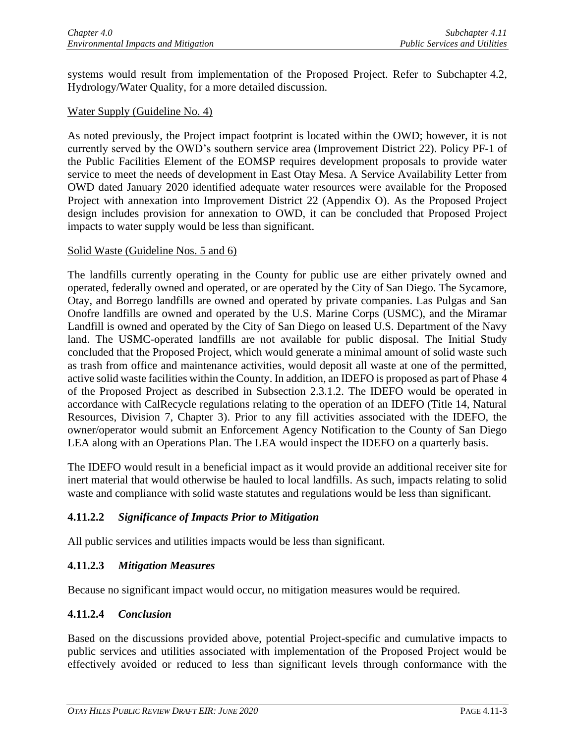systems would result from implementation of the Proposed Project. Refer to Subchapter 4.2, Hydrology/Water Quality, for a more detailed discussion.

Water Supply (Guideline No. 4)

As noted previously, the Project impact footprint is located within the OWD; however, it is not currently served by the OWD's southern service area (Improvement District 22). Policy PF-1 of the Public Facilities Element of the EOMSP requires development proposals to provide water service to meet the needs of development in East Otay Mesa. A Service Availability Letter from OWD dated January 2020 identified adequate water resources were available for the Proposed Project with annexation into Improvement District 22 (Appendix O). As the Proposed Project design includes provision for annexation to OWD, it can be concluded that Proposed Project impacts to water supply would be less than significant.

Solid Waste (Guideline Nos. 5 and 6)

The landfills currently operating in the County for public use are either privately owned and operated, federally owned and operated, or are operated by the City of San Diego. The Sycamore, Otay, and Borrego landfills are owned and operated by private companies. Las Pulgas and San Onofre landfills are owned and operated by the U.S. Marine Corps (USMC), and the Miramar Landfill is owned and operated by the City of San Diego on leased U.S. Department of the Navy land. The USMC-operated landfills are not available for public disposal. The Initial Study concluded that the Proposed Project, which would generate a minimal amount of solid waste such as trash from office and maintenance activities, would deposit all waste at one of the permitted, active solid waste facilities within the County. In addition, an IDEFO is proposed as part of Phase 4 of the Proposed Project as described in Subsection 2.3.1.2. The IDEFO would be operated in accordance with CalRecycle regulations relating to the operation of an IDEFO (Title 14, Natural Resources, Division 7, Chapter 3). Prior to any fill activities associated with the IDEFO, the owner/operator would submit an Enforcement Agency Notification to the County of San Diego LEA along with an Operations Plan. The LEA would inspect the IDEFO on a quarterly basis.

The IDEFO would result in a beneficial impact as it would provide an additional receiver site for inert material that would otherwise be hauled to local landfills. As such, impacts relating to solid waste and compliance with solid waste statutes and regulations would be less than significant.

### 4.11.2.2 *Significance of Impacts Prior to Mitigation*

All public services and utilities impacts would be less than significant.

### 4.11.2.3 *Mitigation Measures*

Because no significant impact would occur, no mitigation measures would be required.

### 4.11.2.4 *Conclusion*

Based on the discussions provided above, potential Project-specific and cumulative impacts to public services and utilities associated with implementation of the Proposed Project would be effectively avoided or reduced to less than significant levels through conformance with the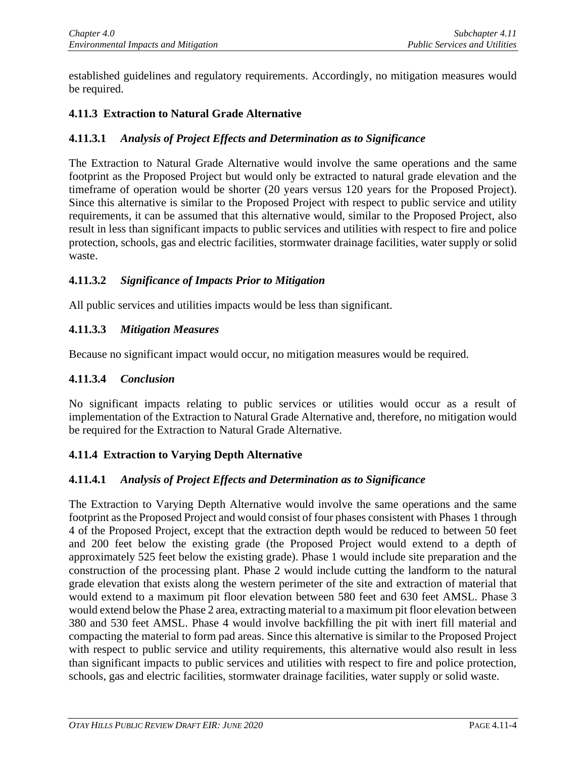established guidelines and regulatory requirements. Accordingly, no mitigation measures would be required.

### 4.11.3 Extraction to Natural Grade Alternative

#### 4.11.3.1 *Analysis of Project Effects and Determination as to Significance*

The Extraction to Natural Grade Alternative would involve the same operations and the same footprint as the Proposed Project but would only be extracted to natural grade elevation and the timeframe of operation would be shorter (20 years versus 120 years for the Proposed Project). Since this alternative is similar to the Proposed Project with respect to public service and utility requirements, it can be assumed that this alternative would, similar to the Proposed Project, also result in less than significant impacts to public services and utilities with respect to fire and police protection, schools, gas and electric facilities, stormwater drainage facilities, water supply or solid waste.

#### 4.11.3.2 *Significance of Impacts Prior to Mitigation*

All public services and utilities impacts would be less than significant.

#### 4.11.3.3 *Mitigation Measures*

Because no significant impact would occur, no mitigation measures would be required.

#### 4.11.3.4 *Conclusion*

No significant impacts relating to public services or utilities would occur as a result of implementation of the Extraction to Natural Grade Alternative and, therefore, no mitigation would be required for the Extraction to Natural Grade Alternative.

### 4.11.4 Extraction to Varying Depth Alternative

#### 4.11.4.1 *Analysis of Project Effects and Determination as to Significance*

The Extraction to Varying Depth Alternative would involve the same operations and the same footprint as the Proposed Project and would consist of four phases consistent with Phases 1 through 4 of the Proposed Project, except that the extraction depth would be reduced to between 50 feet and 200 feet below the existing grade (the Proposed Project would extend to a depth of approximately 525 feet below the existing grade). Phase 1 would include site preparation and the construction of the processing plant. Phase 2 would include cutting the landform to the natural grade elevation that exists along the western perimeter of the site and extraction of material that would extend to a maximum pit floor elevation between 580 feet and 630 feet AMSL. Phase 3 would extend below the Phase 2 area, extracting material to a maximum pit floor elevation between 380 and 530 feet AMSL. Phase 4 would involve backfilling the pit with inert fill material and compacting the material to form pad areas. Since this alternative is similar to the Proposed Project with respect to public service and utility requirements, this alternative would also result in less than significant impacts to public services and utilities with respect to fire and police protection, schools, gas and electric facilities, stormwater drainage facilities, water supply or solid waste.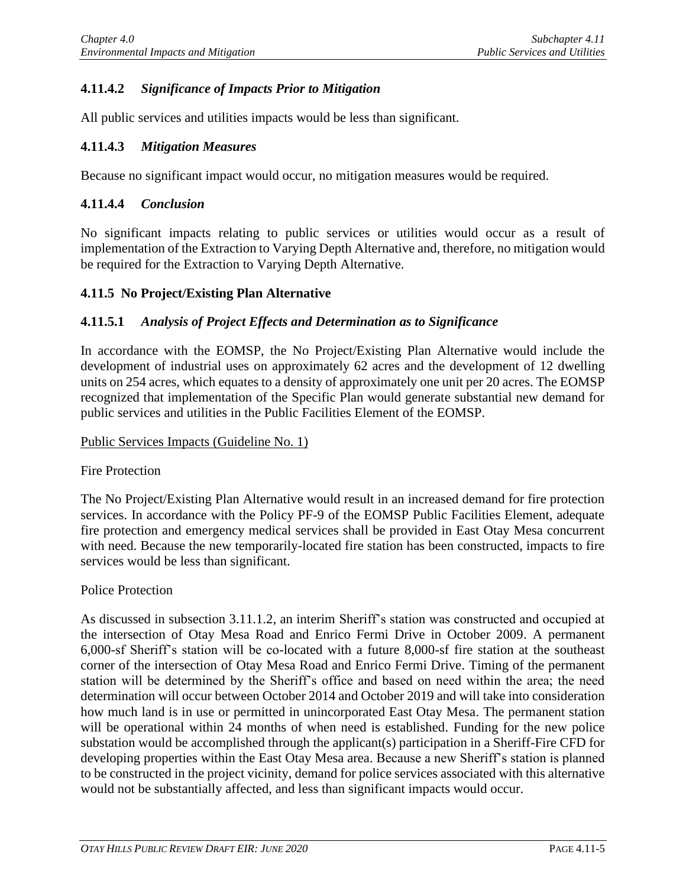#### 4.11.4.2 *Significance of Impacts Prior to Mitigation*

All public services and utilities impacts would be less than significant.

#### 4.11.4.3 *Mitigation Measures*

Because no significant impact would occur, no mitigation measures would be required.

#### 4.11.4.4 *Conclusion*

No significant impacts relating to public services or utilities would occur as a result of implementation of the Extraction to Varying Depth Alternative and, therefore, no mitigation would be required for the Extraction to Varying Depth Alternative.

### 4.11.5 No Project/Existing Plan Alternative

#### 4.11.5.1 *Analysis of Project Effects and Determination as to Significance*

In accordance with the EOMSP, the No Project/Existing Plan Alternative would include the development of industrial uses on approximately 62 acres and the development of 12 dwelling units on 254 acres, which equates to a density of approximately one unit per 20 acres. The EOMSP recognized that implementation of the Specific Plan would generate substantial new demand for public services and utilities in the Public Facilities Element of the EOMSP.

<u>Public Services Impacts (Guideline No. 1)</u>

Fire Protection

The No Project/Existing Plan Alternative would result in an increased demand for fire protection services. In accordance with the Policy PF-9 of the EOMSP Public Facilities Element, adequate fire protection and emergency medical services shall be provided in East Otay Mesa concurrent with need. Because the new temporarily-located fire station has been constructed, impacts to fire services would be less than significant.

Police Protection

As discussed in subsection 3.11.1.2, an interim Sheriff's station was constructed and occupied at the intersection of Otay Mesa Road and Enrico Fermi Drive in October 2009. A permanent 6,000-sf Sheriff's station will be co-located with a future 8,000-sf fire station at the southeast corner of the intersection of Otay Mesa Road and Enrico Fermi Drive. Timing of the permanent station will be determined by the Sheriff's office and based on need within the area; the need determination will occur between October 2014 and October 2019 and will take into consideration how much land is in use or permitted in unincorporated East Otay Mesa. The permanent station will be operational within 24 months of when need is established. Funding for the new police substation would be accomplished through the applicant(s) participation in a Sheriff-Fire CFD for developing properties within the East Otay Mesa area. Because a new Sheriff's station is planned to be constructed in the project vicinity, demand for police services associated with this alternative would not be substantially affected, and less than significant impacts would occur.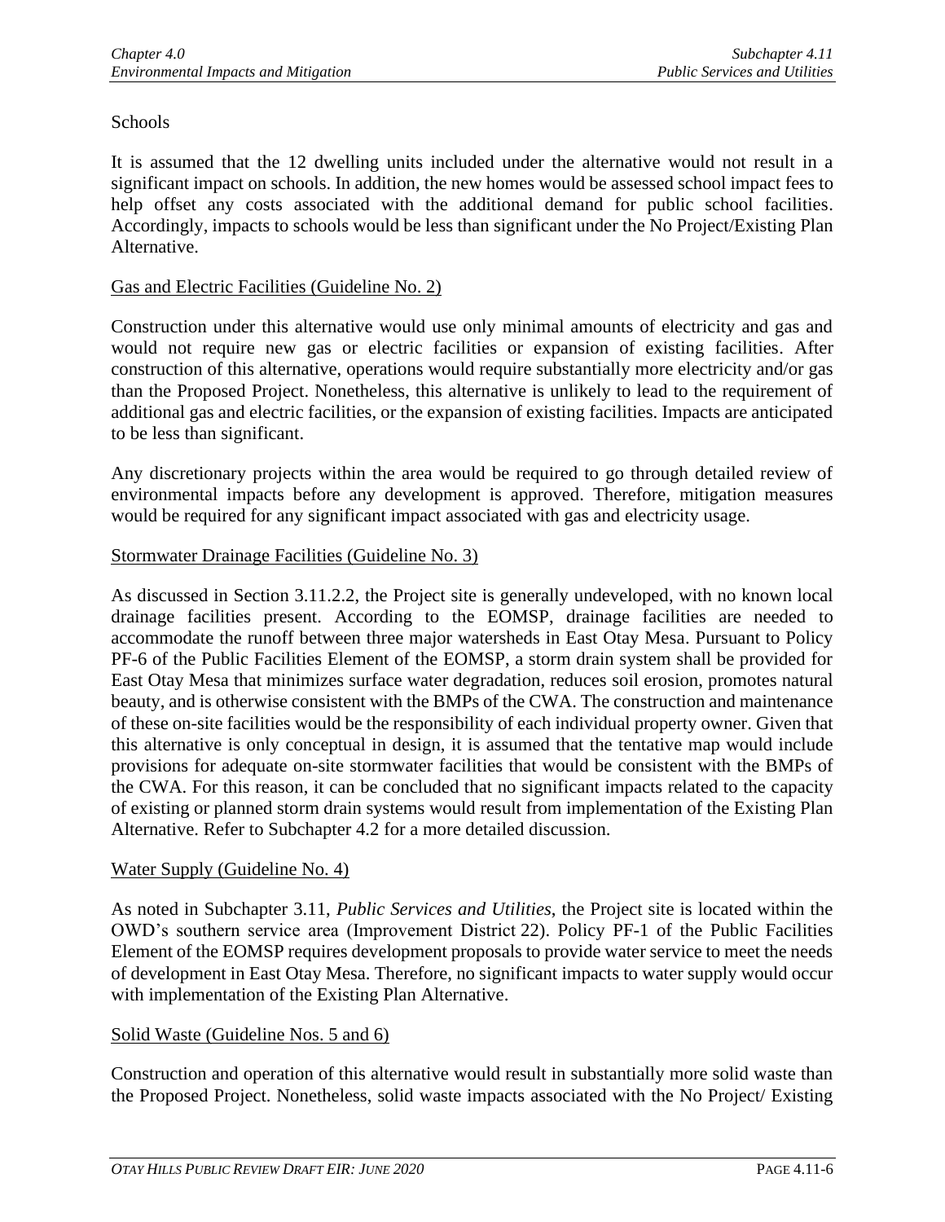Schools

It is assumed that the 12 dwelling units included under the alternative would not result in a significant impact on schools. In addition, the new homes would be assessed school impact fees to help offset any costs associated with the additional demand for public school facilities. Accordingly, impacts to schools would be less than significant under the No Project/Existing Plan Alternative.

<u>Gas and Electric Facilities (Guideline No. 2)</u>

Construction under this alternative would use only minimal amounts of electricity and gas and would not require new gas or electric facilities or expansion of existing facilities. After construction of this alternative, operations would require substantially more electricity and/or gas than the Proposed Project. Nonetheless, this alternative is unlikely to lead to the requirement of additional gas and electric facilities, or the expansion of existing facilities. Impacts are anticipated to be less than significant.

Any discretionary projects within the area would be required to go through detailed review of environmental impacts before any development is approved. Therefore, mitigation measures would be required for any significant impact associated with gas and electricity usage.

<u>Stormwater Drainage Facilities (Guideline No. 3)</u>

As discussed in Section 3.11.2.2, the Project site is generally undeveloped, with no known local drainage facilities present. According to the EOMSP, drainage facilities are needed to accommodate the runoff between three major watersheds in East Otay Mesa. Pursuant to Policy PF-6 of the Public Facilities Element of the EOMSP, a storm drain system shall be provided for East Otay Mesa that minimizes surface water degradation, reduces soil erosion, promotes natural beauty, and is otherwise consistent with the BMPs of the CWA. The construction and maintenance of these on-site facilities would be the responsibility of each individual property owner. Given that this alternative is only conceptual in design, it is assumed that the tentative map would include provisions for adequate on-site stormwater facilities that would be consistent with the BMPs of the CWA. For this reason, it can be concluded that no significant impacts related to the capacity of existing or planned storm drain systems would result from implementation of the Existing Plan Alternative. Refer to Subchapter 4.2 for a more detailed discussion.

<u>Water Supply (Guideline No. 4)</u>

As noted in Subchapter 3.11, *Public Services and Utilities*, the Project site is located within the OWD's southern service area (Improvement District 22). Policy PF-1 of the Public Facilities Element of the EOMSP requires development proposals to provide water service to meet the needs of development in East Otay Mesa. Therefore, no significant impacts to water supply would occur with implementation of the Existing Plan Alternative.

<u>Solid Waste (Guideline Nos. 5 and 6)</u>

Construction and operation of this alternative would result in substantially more solid waste than the Proposed Project. Nonetheless, solid waste impacts associated with the No Project/ Existing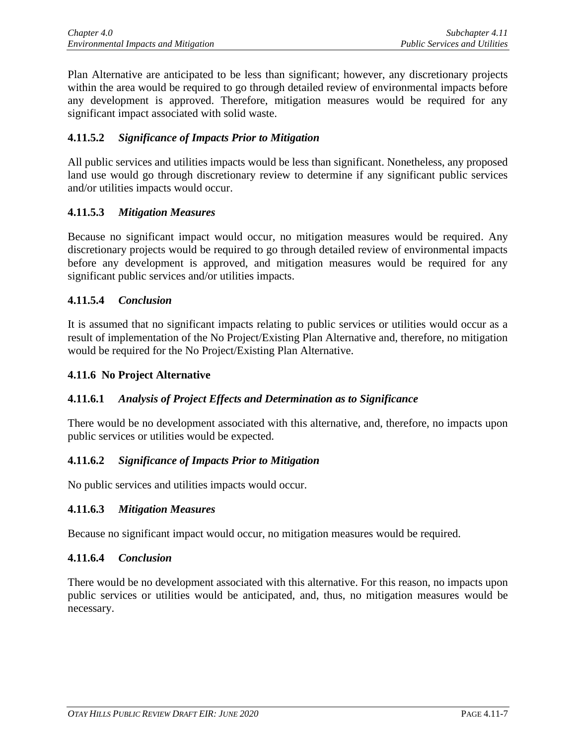Plan Alternative are anticipated to be less than significant; however, any discretionary projects within the area would be required to go through detailed review of environmental impacts before any development is approved. Therefore, mitigation measures would be required for any significant impact associated with solid waste.

#### 4.11.5.2 *Significance of Impacts Prior to Mitigation*

All public services and utilities impacts would be less than significant. Nonetheless, any proposed land use would go through discretionary review to determine if any significant public services and/or utilities impacts would occur.

#### 4.11.5.3 *Mitigation Measures*

Because no significant impact would occur, no mitigation measures would be required. Any discretionary projects would be required to go through detailed review of environmental impacts before any development is approved, and mitigation measures would be required for any significant public services and/or utilities impacts.

#### 4.11.5.4 *Conclusion*

It is assumed that no significant impacts relating to public services or utilities would occur as a result of implementation of the No Project/Existing Plan Alternative and, therefore, no mitigation would be required for the No Project/Existing Plan Alternative.

### 4.11.6 No Project Alternative

#### 4.11.6.1 *Analysis of Project Effects and Determination as to Significance*

There would be no development associated with this alternative, and, therefore, no impacts upon public services or utilities would be expected.

#### 4.11.6.2 *Significance of Impacts Prior to Mitigation*

No public services and utilities impacts would occur.

#### 4.11.6.3 *Mitigation Measures*

Because no significant impact would occur, no mitigation measures would be required.

#### 4.11.6.4 *Conclusion*

There would be no development associated with this alternative. For this reason, no impacts upon public services or utilities would be anticipated, and, thus, no mitigation measures would be necessary.